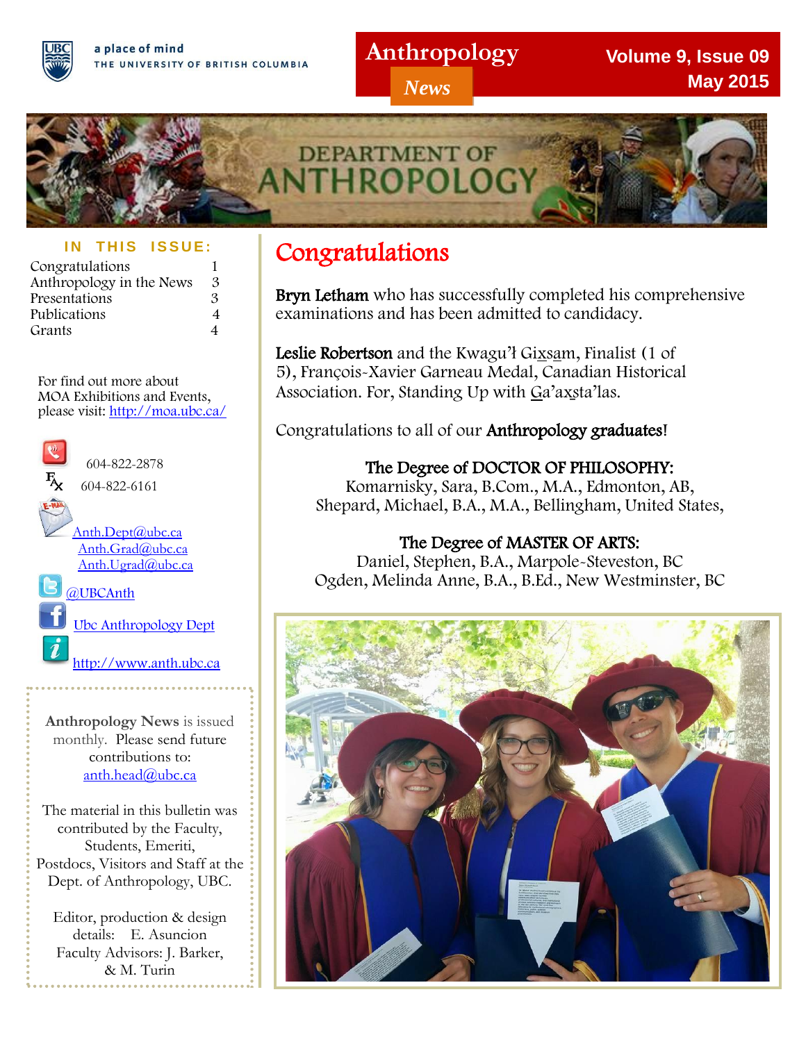a place of mind
THE UNIVERSITY OF BRITISH COLUMBIA

# Anthropology *News*

**Volume 9, Issue 09**
**May 2015**

DEPARTMENT OF ANTHROPOLOGY

**IN THIS ISSUE:**

| | |
|---|---|
| Congratulations | 1 |
| Anthropology in the News | 3 |
| Presentations | 3 |
| Publications | 4 |
| Grants | 4 |

For find out more about MOA Exhibitions and Events, please visit: http://moa.ubc.ca/

604-822-2878
604-822-6161

Anth.Dept@ubc.ca
Anth.Grad@ubc.ca
Anth.Ugrad@ubc.ca

@UBCAnth

Ubc Anthropology Dept

http://www.anth.ubc.ca

**Anthropology News** is issued monthly. Please send future contributions to: anth.head@ubc.ca

The material in this bulletin was contributed by the Faculty, Students, Emeriti, Postdocs, Visitors and Staff at the Dept. of Anthropology, UBC.

Editor, production & design details: E. Asuncion
Faculty Advisors: J. Barker, & M. Turin

## Congratulations

**Bryn Letham** who has successfully completed his comprehensive examinations and has been admitted to candidacy.

**Leslie Robertson** and the Kwagu'ł Gixsam, Finalist (1 of 5), François-Xavier Garneau Medal, Canadian Historical Association. For, Standing Up with Ga'axsta'las.

Congratulations to all of our **Anthropology graduates**!

**The Degree of DOCTOR OF PHILOSOPHY:**
Komarnisky, Sara, B.Com., M.A., Edmonton, AB,
Shepard, Michael, B.A., M.A., Bellingham, United States,

**The Degree of MASTER OF ARTS:**
Daniel, Stephen, B.A., Marpole-Steveston, BC
Ogden, Melinda Anne, B.A., B.Ed., New Westminster, BC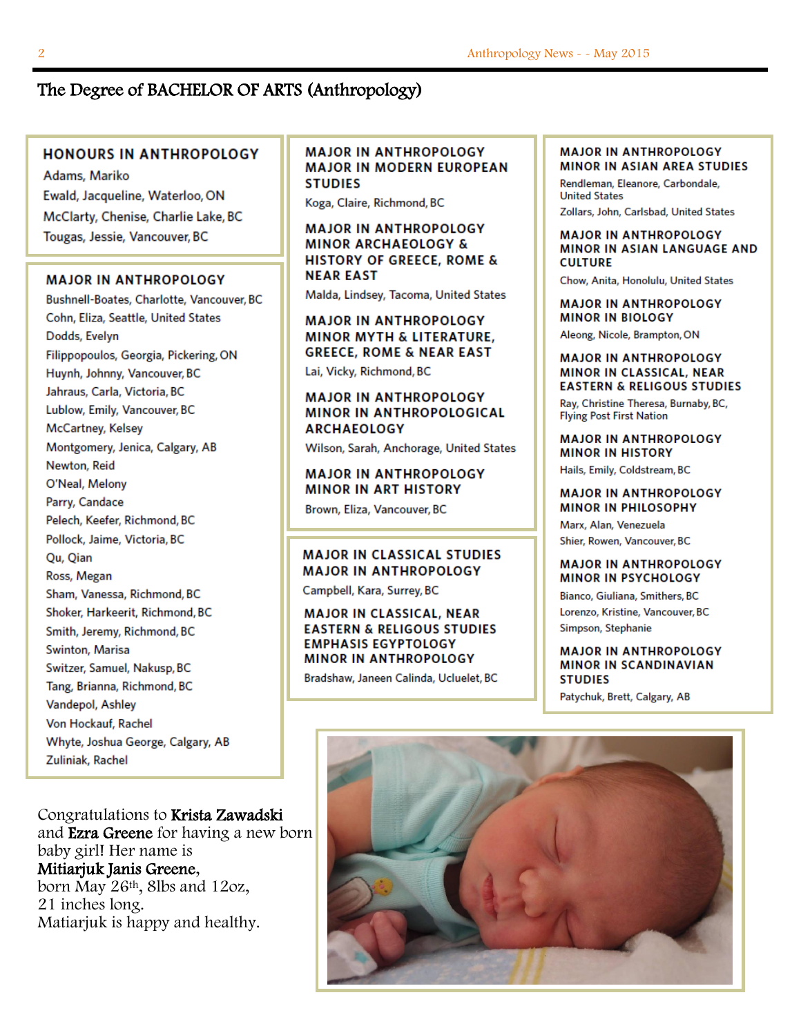# The Degree of BACHELOR OF ARTS (Anthropology)

### HONOURS IN ANTHROPOLOGY

Adams, Mariko
Ewald, Jacqueline, Waterloo, ON
McClarty, Chenise, Charlie Lake, BC
Tougas, Jessie, Vancouver, BC

### MAJOR IN ANTHROPOLOGY

Bushnell-Boates, Charlotte, Vancouver, BC
Cohn, Eliza, Seattle, United States
Dodds, Evelyn
Filippopoulos, Georgia, Pickering, ON
Huynh, Johnny, Vancouver, BC
Jahraus, Carla, Victoria, BC
Lublow, Emily, Vancouver, BC
McCartney, Kelsey
Montgomery, Jenica, Calgary, AB
Newton, Reid
O'Neal, Melony
Parry, Candace
Pelech, Keefer, Richmond, BC
Pollock, Jaime, Victoria, BC
Qu, Qian
Ross, Megan
Sham, Vanessa, Richmond, BC
Shoker, Harkeerit, Richmond, BC
Smith, Jeremy, Richmond, BC
Swinton, Marisa
Switzer, Samuel, Nakusp, BC
Tang, Brianna, Richmond, BC
Vandepol, Ashley
Von Hockauf, Rachel
Whyte, Joshua George, Calgary, AB
Zuliniak, Rachel

### MAJOR IN ANTHROPOLOGY MAJOR IN MODERN EUROPEAN STUDIES

Koga, Claire, Richmond, BC

### MAJOR IN ANTHROPOLOGY MINOR ARCHAEOLOGY & HISTORY OF GREECE, ROME & NEAR EAST

Malda, Lindsey, Tacoma, United States

### MAJOR IN ANTHROPOLOGY MINOR MYTH & LITERATURE, GREECE, ROME & NEAR EAST

Lai, Vicky, Richmond, BC

### MAJOR IN ANTHROPOLOGY MINOR IN ANTHROPOLOGICAL ARCHAEOLOGY

Wilson, Sarah, Anchorage, United States

### MAJOR IN ANTHROPOLOGY MINOR IN ART HISTORY

Brown, Eliza, Vancouver, BC

### MAJOR IN CLASSICAL STUDIES MAJOR IN ANTHROPOLOGY

Campbell, Kara, Surrey, BC

### MAJOR IN CLASSICAL, NEAR EASTERN & RELIGOUS STUDIES EMPHASIS EGYPTOLOGY MINOR IN ANTHROPOLOGY

Bradshaw, Janeen Calinda, Ucluelet, BC

### MAJOR IN ANTHROPOLOGY MINOR IN ASIAN AREA STUDIES

Rendleman, Eleanore, Carbondale, United States
Zollars, John, Carlsbad, United States

### MAJOR IN ANTHROPOLOGY MINOR IN ASIAN LANGUAGE AND CULTURE

Chow, Anita, Honolulu, United States

### MAJOR IN ANTHROPOLOGY MINOR IN BIOLOGY

Aleong, Nicole, Brampton, ON

### MAJOR IN ANTHROPOLOGY MINOR IN CLASSICAL, NEAR EASTERN & RELIGOUS STUDIES

Ray, Christine Theresa, Burnaby, BC, Flying Post First Nation

### MAJOR IN ANTHROPOLOGY MINOR IN HISTORY

Hails, Emily, Coldstream, BC

### MAJOR IN ANTHROPOLOGY MINOR IN PHILOSOPHY

Marx, Alan, Venezuela
Shier, Rowen, Vancouver, BC

### MAJOR IN ANTHROPOLOGY MINOR IN PSYCHOLOGY

Bianco, Giuliana, Smithers, BC
Lorenzo, Kristine, Vancouver, BC
Simpson, Stephanie

### MAJOR IN ANTHROPOLOGY MINOR IN SCANDINAVIAN STUDIES

Patychuk, Brett, Calgary, AB

Congratulations to **Krista Zawadski** and **Ezra Greene** for having a new born baby girl! Her name is **Mitiarjuk Janis Greene**, born May 26th, 8lbs and 12oz, 21 inches long. Matiarjuk is happy and healthy.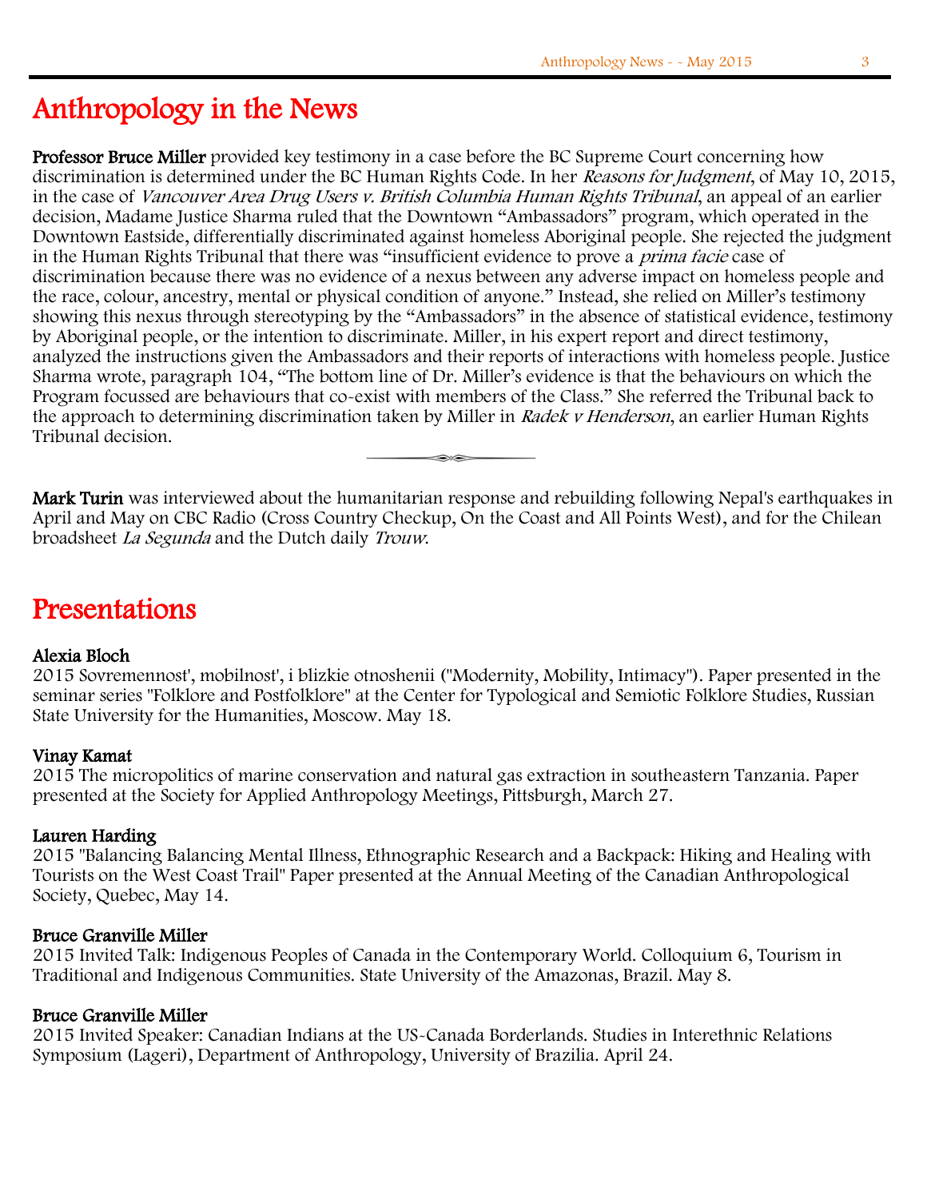# Anthropology in the News

**Professor Bruce Miller** provided key testimony in a case before the BC Supreme Court concerning how discrimination is determined under the BC Human Rights Code. In her *Reasons for Judgment*, of May 10, 2015, in the case of *Vancouver Area Drug Users v. British Columbia Human Rights Tribunal*, an appeal of an earlier decision, Madame Justice Sharma ruled that the Downtown "Ambassadors" program, which operated in the Downtown Eastside, differentially discriminated against homeless Aboriginal people. She rejected the judgment in the Human Rights Tribunal that there was "insufficient evidence to prove a *prima facie* case of discrimination because there was no evidence of a nexus between any adverse impact on homeless people and the race, colour, ancestry, mental or physical condition of anyone." Instead, she relied on Miller's testimony showing this nexus through stereotyping by the "Ambassadors" in the absence of statistical evidence, testimony by Aboriginal people, or the intention to discriminate. Miller, in his expert report and direct testimony, analyzed the instructions given the Ambassadors and their reports of interactions with homeless people. Justice Sharma wrote, paragraph 104, "The bottom line of Dr. Miller's evidence is that the behaviours on which the Program focussed are behaviours that co-exist with members of the Class." She referred the Tribunal back to the approach to determining discrimination taken by Miller in *Radek v Henderson*, an earlier Human Rights Tribunal decision.

**Mark Turin** was interviewed about the humanitarian response and rebuilding following Nepal's earthquakes in April and May on CBC Radio (Cross Country Checkup, On the Coast and All Points West), and for the Chilean broadsheet *La Segunda* and the Dutch daily *Trouw*.

# Presentations

**Alexia Bloch**
2015 Sovremennost', mobilnost', i blizkie otnoshenii ("Modernity, Mobility, Intimacy"). Paper presented in the seminar series "Folklore and Postfolklore" at the Center for Typological and Semiotic Folklore Studies, Russian State University for the Humanities, Moscow. May 18.

**Vinay Kamat**
2015 The micropolitics of marine conservation and natural gas extraction in southeastern Tanzania. Paper presented at the Society for Applied Anthropology Meetings, Pittsburgh, March 27.

**Lauren Harding**
2015 "Balancing Balancing Mental Illness, Ethnographic Research and a Backpack: Hiking and Healing with Tourists on the West Coast Trail" Paper presented at the Annual Meeting of the Canadian Anthropological Society, Quebec, May 14.

**Bruce Granville Miller**
2015 Invited Talk: Indigenous Peoples of Canada in the Contemporary World. Colloquium 6, Tourism in Traditional and Indigenous Communities. State University of the Amazonas, Brazil. May 8.

**Bruce Granville Miller**
2015 Invited Speaker: Canadian Indians at the US-Canada Borderlands. Studies in Interethnic Relations Symposium (Lageri), Department of Anthropology, University of Brazilia. April 24.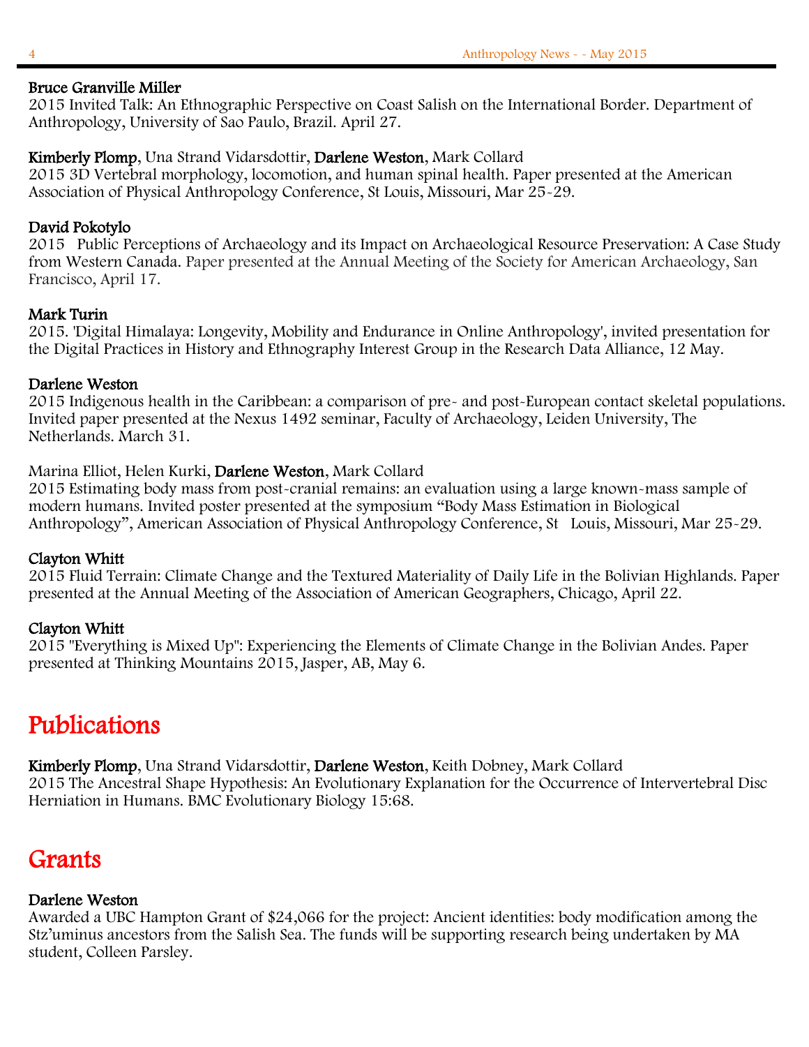**Bruce Granville Miller**
2015 Invited Talk: An Ethnographic Perspective on Coast Salish on the International Border. Department of Anthropology, University of Sao Paulo, Brazil. April 27.

**Kimberly Plomp**, Una Strand Vidarsdottir, **Darlene Weston**, Mark Collard
2015 3D Vertebral morphology, locomotion, and human spinal health. Paper presented at the American Association of Physical Anthropology Conference, St Louis, Missouri, Mar 25-29.

**David Pokotylo**
2015 Public Perceptions of Archaeology and its Impact on Archaeological Resource Preservation: A Case Study from Western Canada. Paper presented at the Annual Meeting of the Society for American Archaeology, San Francisco, April 17.

**Mark Turin**
2015. 'Digital Himalaya: Longevity, Mobility and Endurance in Online Anthropology', invited presentation for the Digital Practices in History and Ethnography Interest Group in the Research Data Alliance, 12 May.

**Darlene Weston**
2015 Indigenous health in the Caribbean: a comparison of pre- and post-European contact skeletal populations. Invited paper presented at the Nexus 1492 seminar, Faculty of Archaeology, Leiden University, The Netherlands. March 31.

Marina Elliot, Helen Kurki, **Darlene Weston**, Mark Collard
2015 Estimating body mass from post-cranial remains: an evaluation using a large known-mass sample of modern humans. Invited poster presented at the symposium "Body Mass Estimation in Biological Anthropology", American Association of Physical Anthropology Conference, St Louis, Missouri, Mar 25-29.

**Clayton Whitt**
2015 Fluid Terrain: Climate Change and the Textured Materiality of Daily Life in the Bolivian Highlands. Paper presented at the Annual Meeting of the Association of American Geographers, Chicago, April 22.

**Clayton Whitt**
2015 "Everything is Mixed Up": Experiencing the Elements of Climate Change in the Bolivian Andes. Paper presented at Thinking Mountains 2015, Jasper, AB, May 6.

# Publications

**Kimberly Plomp**, Una Strand Vidarsdottir, **Darlene Weston**, Keith Dobney, Mark Collard
2015 The Ancestral Shape Hypothesis: An Evolutionary Explanation for the Occurrence of Intervertebral Disc Herniation in Humans. BMC Evolutionary Biology 15:68.

# Grants

**Darlene Weston**
Awarded a UBC Hampton Grant of $24,066 for the project: Ancient identities: body modification among the Stz'uminus ancestors from the Salish Sea. The funds will be supporting research being undertaken by MA student, Colleen Parsley.